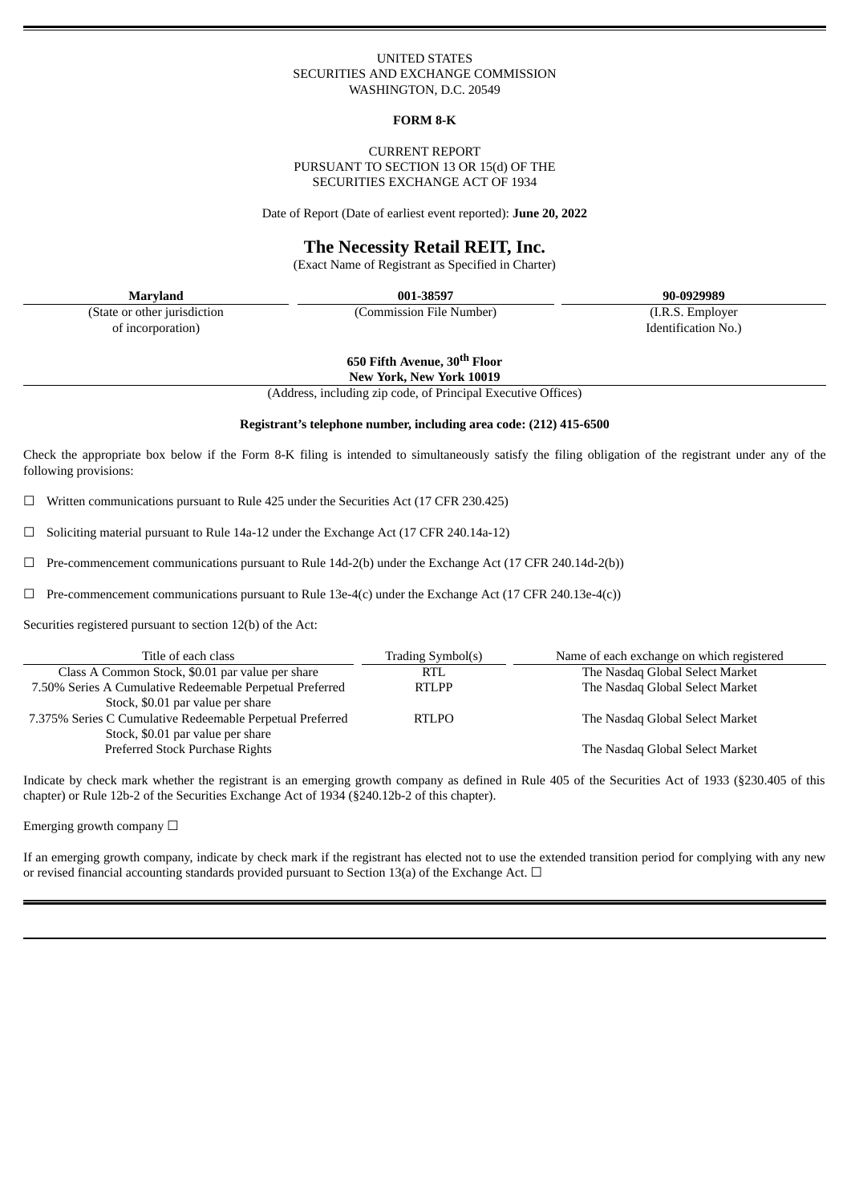UNITED STATES
SECURITIES AND EXCHANGE COMMISSION
WASHINGTON, D.C. 20549

**FORM 8-K**

CURRENT REPORT
PURSUANT TO SECTION 13 OR 15(d) OF THE
SECURITIES EXCHANGE ACT OF 1934

Date of Report (Date of earliest event reported): **June 20, 2022**

# The Necessity Retail REIT, Inc.

(Exact Name of Registrant as Specified in Charter)

| **Maryland** | **001-38597** | **90-0929989** |
|---|---|---|
| (State or other jurisdiction of incorporation) | (Commission File Number) | (I.R.S. Employer Identification No.) |

**650 Fifth Avenue, 30th Floor**
**New York, New York 10019**
(Address, including zip code, of Principal Executive Offices)

**Registrant's telephone number, including area code: (212) 415-6500**

Check the appropriate box below if the Form 8-K filing is intended to simultaneously satisfy the filing obligation of the registrant under any of the following provisions:

☐ Written communications pursuant to Rule 425 under the Securities Act (17 CFR 230.425)

☐ Soliciting material pursuant to Rule 14a-12 under the Exchange Act (17 CFR 240.14a-12)

☐ Pre-commencement communications pursuant to Rule 14d-2(b) under the Exchange Act (17 CFR 240.14d-2(b))

☐ Pre-commencement communications pursuant to Rule 13e-4(c) under the Exchange Act (17 CFR 240.13e-4(c))

Securities registered pursuant to section 12(b) of the Act:

| Title of each class | Trading Symbol(s) | Name of each exchange on which registered |
|---|---|---|
| Class A Common Stock, $0.01 par value per share | RTL | The Nasdaq Global Select Market |
| 7.50% Series A Cumulative Redeemable Perpetual Preferred Stock, $0.01 par value per share | RTLPP | The Nasdaq Global Select Market |
| 7.375% Series C Cumulative Redeemable Perpetual Preferred Stock, $0.01 par value per share | RTLPO | The Nasdaq Global Select Market |
| Preferred Stock Purchase Rights | | The Nasdaq Global Select Market |

Indicate by check mark whether the registrant is an emerging growth company as defined in Rule 405 of the Securities Act of 1933 (§230.405 of this chapter) or Rule 12b-2 of the Securities Exchange Act of 1934 (§240.12b-2 of this chapter).

Emerging growth company ☐

If an emerging growth company, indicate by check mark if the registrant has elected not to use the extended transition period for complying with any new or revised financial accounting standards provided pursuant to Section 13(a) of the Exchange Act. ☐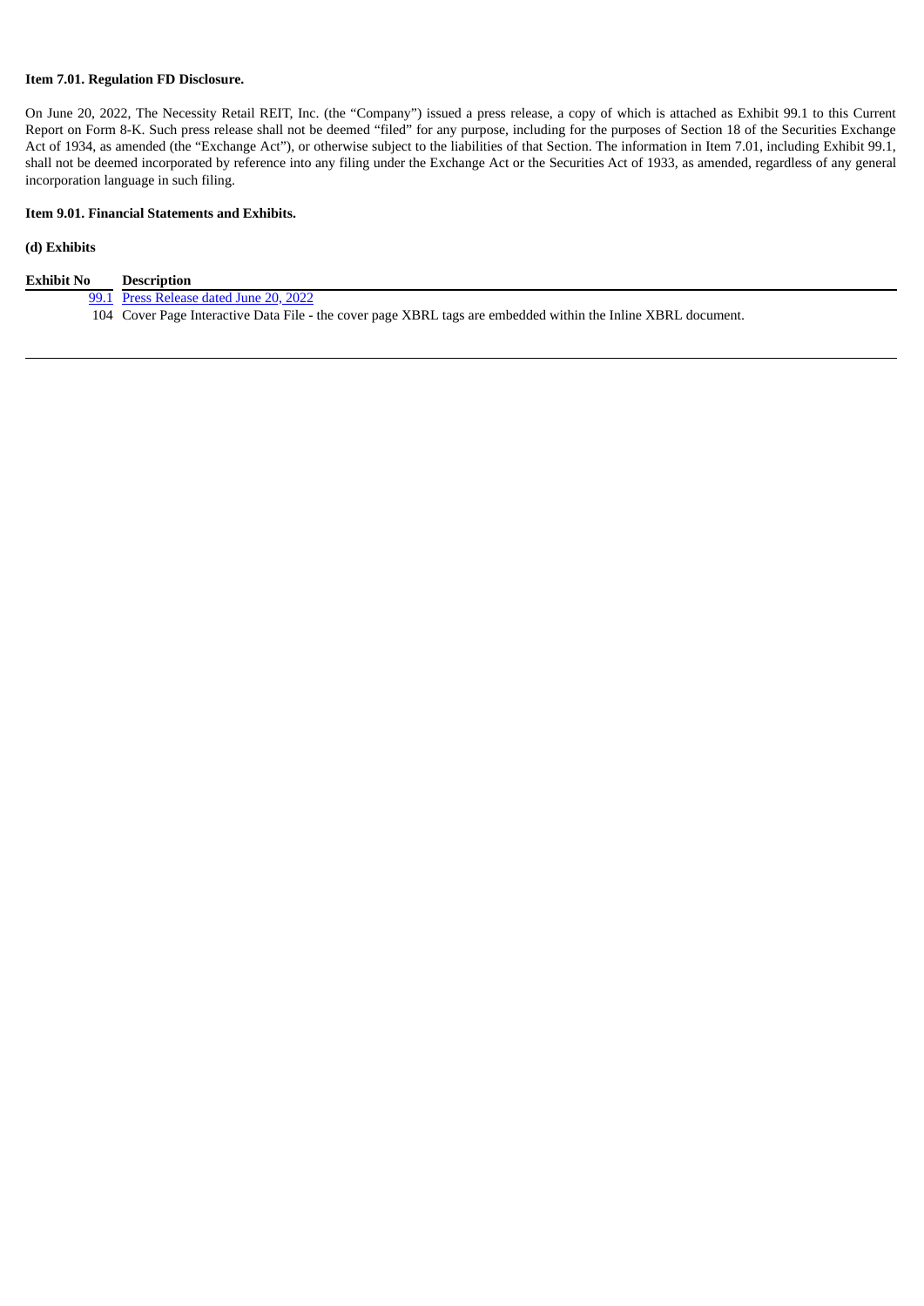**Item 7.01. Regulation FD Disclosure.**

On June 20, 2022, The Necessity Retail REIT, Inc. (the "Company") issued a press release, a copy of which is attached as Exhibit 99.1 to this Current Report on Form 8-K. Such press release shall not be deemed "filed" for any purpose, including for the purposes of Section 18 of the Securities Exchange Act of 1934, as amended (the "Exchange Act"), or otherwise subject to the liabilities of that Section. The information in Item 7.01, including Exhibit 99.1, shall not be deemed incorporated by reference into any filing under the Exchange Act or the Securities Act of 1933, as amended, regardless of any general incorporation language in such filing.

**Item 9.01. Financial Statements and Exhibits.**

**(d) Exhibits**

| Exhibit No | Description |
| --- | --- |
| 99.1 | Press Release dated June 20, 2022 |
| 104 | Cover Page Interactive Data File - the cover page XBRL tags are embedded within the Inline XBRL document. |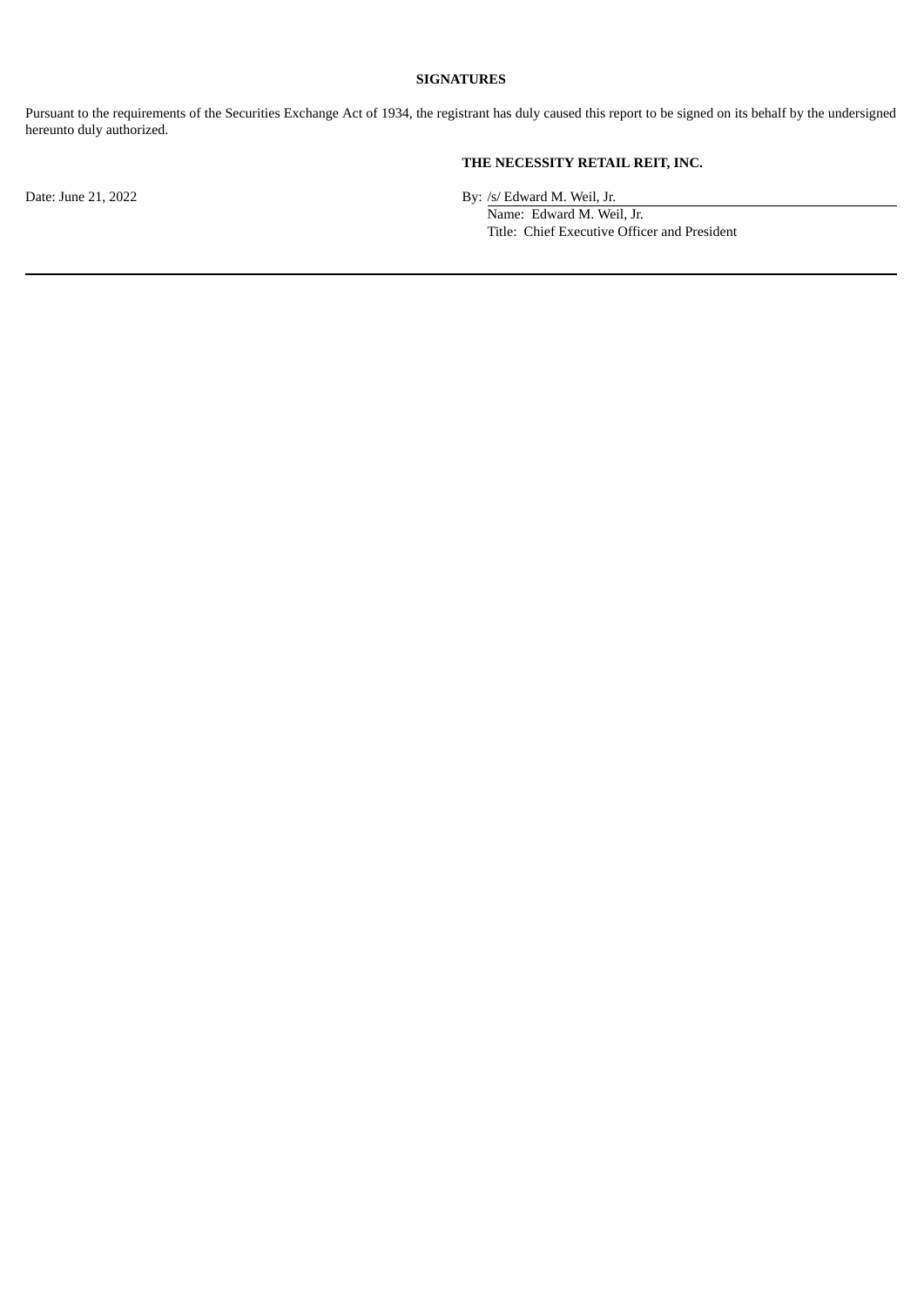**SIGNATURES**

Pursuant to the requirements of the Securities Exchange Act of 1934, the registrant has duly caused this report to be signed on its behalf by the undersigned hereunto duly authorized.

**THE NECESSITY RETAIL REIT, INC.**

Date: June 21, 2022

By: /s/ Edward M. Weil, Jr.
Name: Edward M. Weil, Jr.
Title: Chief Executive Officer and President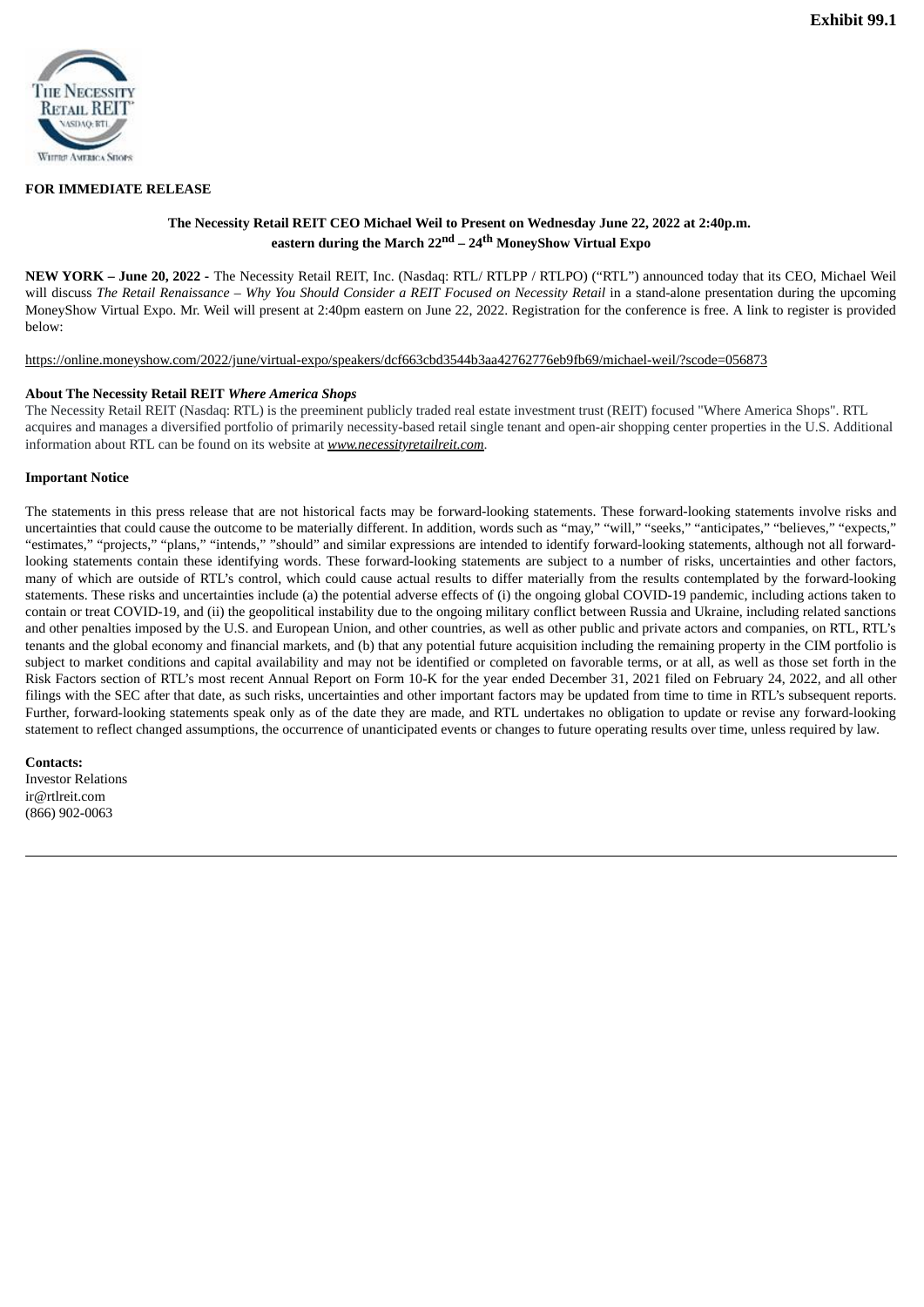**Exhibit 99.1**

**FOR IMMEDIATE RELEASE**

**The Necessity Retail REIT CEO Michael Weil to Present on Wednesday June 22, 2022 at 2:40p.m. eastern during the March 22nd – 24th MoneyShow Virtual Expo**

**NEW YORK – June 20, 2022 -** The Necessity Retail REIT, Inc. (Nasdaq: RTL/ RTLPP / RTLPO) ("RTL") announced today that its CEO, Michael Weil will discuss *The Retail Renaissance – Why You Should Consider a REIT Focused on Necessity Retail* in a stand-alone presentation during the upcoming MoneyShow Virtual Expo. Mr. Weil will present at 2:40pm eastern on June 22, 2022. Registration for the conference is free. A link to register is provided below:

https://online.moneyshow.com/2022/june/virtual-expo/speakers/dcf663cbd3544b3aa42762776eb9fb69/michael-weil/?scode=056873

**About The Necessity Retail REIT** ***Where America Shops***

The Necessity Retail REIT (Nasdaq: RTL) is the preeminent publicly traded real estate investment trust (REIT) focused "Where America Shops". RTL acquires and manages a diversified portfolio of primarily necessity-based retail single tenant and open-air shopping center properties in the U.S. Additional information about RTL can be found on its website at ***www.necessityretailreit.com***.

**Important Notice**

The statements in this press release that are not historical facts may be forward-looking statements. These forward-looking statements involve risks and uncertainties that could cause the outcome to be materially different. In addition, words such as "may," "will," "seeks," "anticipates," "believes," "expects," "estimates," "projects," "plans," "intends," "should" and similar expressions are intended to identify forward-looking statements, although not all forward-looking statements contain these identifying words. These forward-looking statements are subject to a number of risks, uncertainties and other factors, many of which are outside of RTL's control, which could cause actual results to differ materially from the results contemplated by the forward-looking statements. These risks and uncertainties include (a) the potential adverse effects of (i) the ongoing global COVID-19 pandemic, including actions taken to contain or treat COVID-19, and (ii) the geopolitical instability due to the ongoing military conflict between Russia and Ukraine, including related sanctions and other penalties imposed by the U.S. and European Union, and other countries, as well as other public and private actors and companies, on RTL, RTL's tenants and the global economy and financial markets, and (b) that any potential future acquisition including the remaining property in the CIM portfolio is subject to market conditions and capital availability and may not be identified or completed on favorable terms, or at all, as well as those set forth in the Risk Factors section of RTL's most recent Annual Report on Form 10-K for the year ended December 31, 2021 filed on February 24, 2022, and all other filings with the SEC after that date, as such risks, uncertainties and other important factors may be updated from time to time in RTL's subsequent reports. Further, forward-looking statements speak only as of the date they are made, and RTL undertakes no obligation to update or revise any forward-looking statement to reflect changed assumptions, the occurrence of unanticipated events or changes to future operating results over time, unless required by law.

**Contacts:**
Investor Relations
ir@rtlreit.com
(866) 902-0063